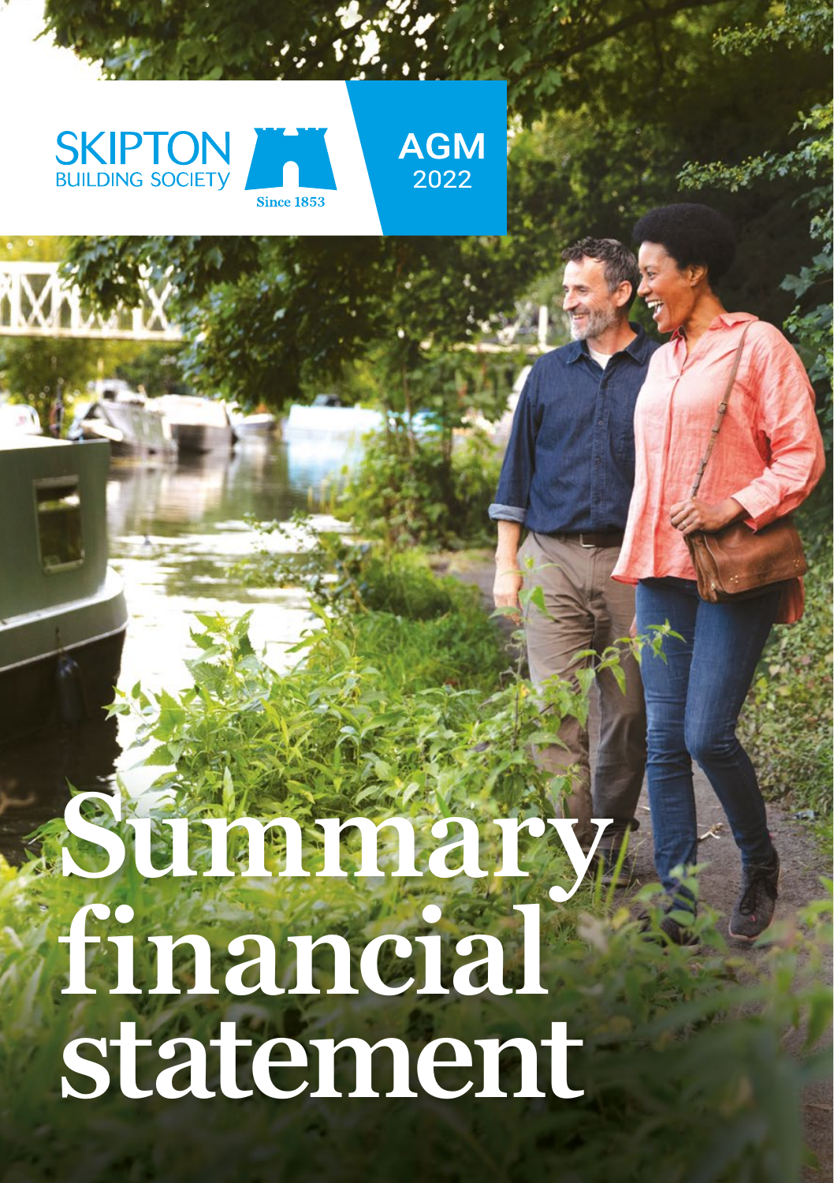SKIPTON BUILDING SOCIETY

Since 1853

AGM 2022

# Summary financial statement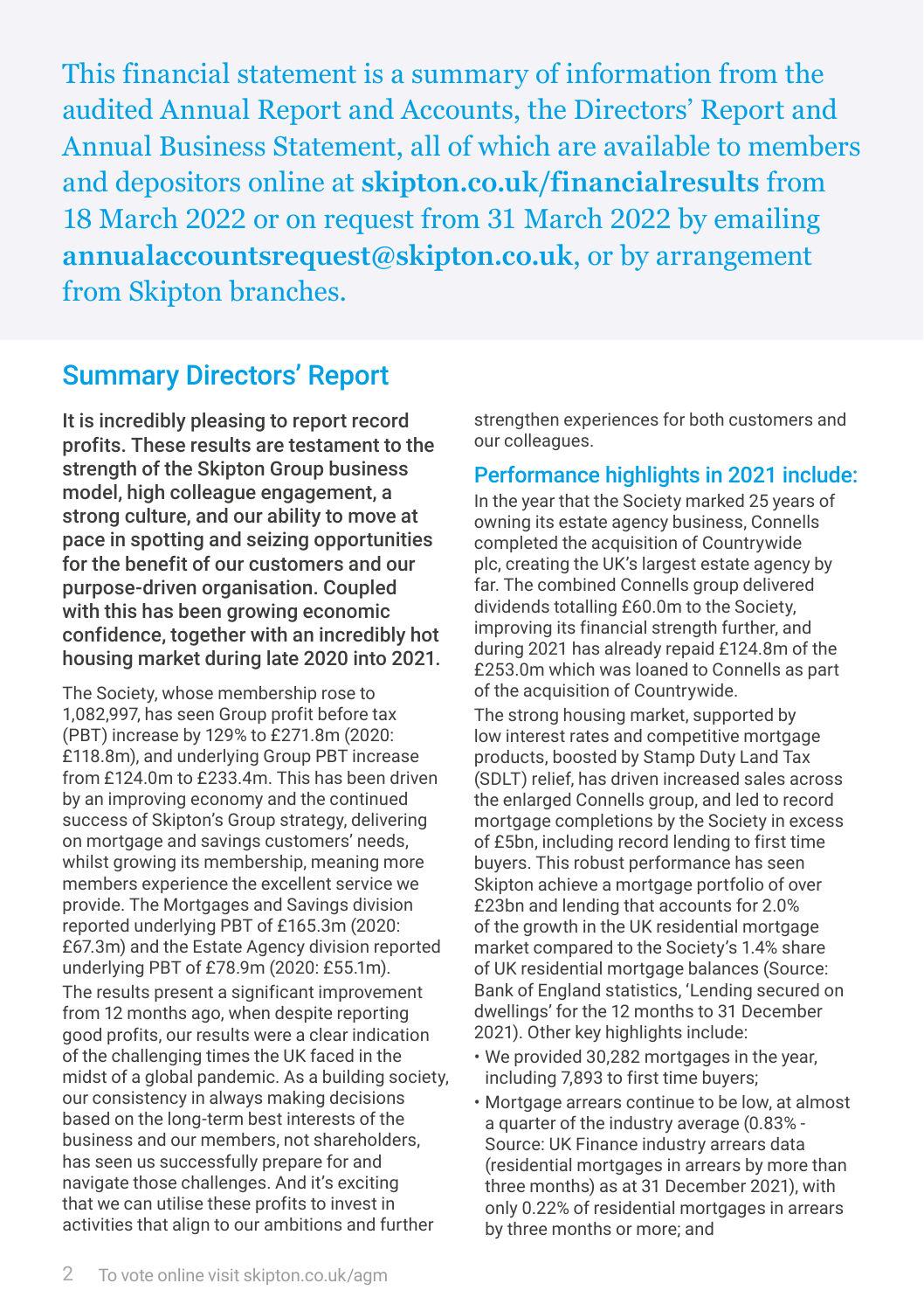This financial statement is a summary of information from the audited Annual Report and Accounts, the Directors' Report and Annual Business Statement, all of which are available to members and depositors online at **skipton.co.uk/financialresults** from 18 March 2022 or on request from 31 March 2022 by emailing **annualaccountsrequest@skipton.co.uk**, or by arrangement from Skipton branches.

## Summary Directors' Report

**It is incredibly pleasing to report record profits. These results are testament to the strength of the Skipton Group business model, high colleague engagement, a strong culture, and our ability to move at pace in spotting and seizing opportunities for the benefit of our customers and our purpose-driven organisation. Coupled with this has been growing economic confidence, together with an incredibly hot housing market during late 2020 into 2021.**

The Society, whose membership rose to 1,082,997, has seen Group profit before tax (PBT) increase by 129% to £271.8m (2020: £118.8m), and underlying Group PBT increase from £124.0m to £233.4m. This has been driven by an improving economy and the continued success of Skipton's Group strategy, delivering on mortgage and savings customers' needs, whilst growing its membership, meaning more members experience the excellent service we provide. The Mortgages and Savings division reported underlying PBT of £165.3m (2020: £67.3m) and the Estate Agency division reported underlying PBT of £78.9m (2020: £55.1m).

The results present a significant improvement from 12 months ago, when despite reporting good profits, our results were a clear indication of the challenging times the UK faced in the midst of a global pandemic. As a building society, our consistency in always making decisions based on the long-term best interests of the business and our members, not shareholders, has seen us successfully prepare for and navigate those challenges. And it's exciting that we can utilise these profits to invest in activities that align to our ambitions and further strengthen experiences for both customers and our colleagues.

### Performance highlights in 2021 include:

In the year that the Society marked 25 years of owning its estate agency business, Connells completed the acquisition of Countrywide plc, creating the UK's largest estate agency by far. The combined Connells group delivered dividends totalling £60.0m to the Society, improving its financial strength further, and during 2021 has already repaid £124.8m of the £253.0m which was loaned to Connells as part of the acquisition of Countrywide.

The strong housing market, supported by low interest rates and competitive mortgage products, boosted by Stamp Duty Land Tax (SDLT) relief, has driven increased sales across the enlarged Connells group, and led to record mortgage completions by the Society in excess of £5bn, including record lending to first time buyers. This robust performance has seen Skipton achieve a mortgage portfolio of over £23bn and lending that accounts for 2.0% of the growth in the UK residential mortgage market compared to the Society's 1.4% share of UK residential mortgage balances (Source: Bank of England statistics, 'Lending secured on dwellings' for the 12 months to 31 December 2021). Other key highlights include:

- We provided 30,282 mortgages in the year, including 7,893 to first time buyers;
- Mortgage arrears continue to be low, at almost a quarter of the industry average (0.83% - Source: UK Finance industry arrears data (residential mortgages in arrears by more than three months) as at 31 December 2021), with only 0.22% of residential mortgages in arrears by three months or more; and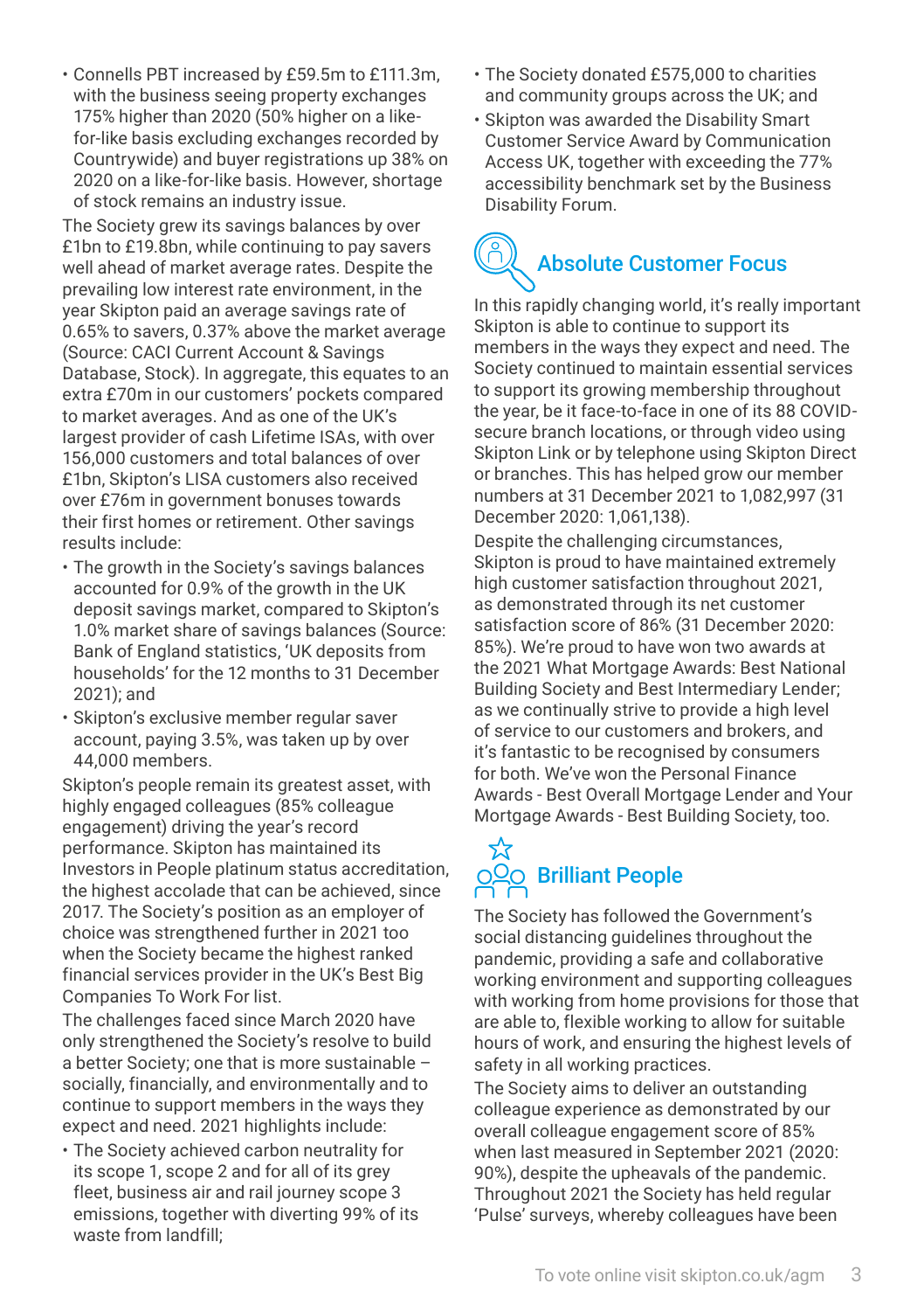- Connells PBT increased by £59.5m to £111.3m, with the business seeing property exchanges 175% higher than 2020 (50% higher on a like-for-like basis excluding exchanges recorded by Countrywide) and buyer registrations up 38% on 2020 on a like-for-like basis. However, shortage of stock remains an industry issue.

The Society grew its savings balances by over £1bn to £19.8bn, while continuing to pay savers well ahead of market average rates. Despite the prevailing low interest rate environment, in the year Skipton paid an average savings rate of 0.65% to savers, 0.37% above the market average (Source: CACI Current Account & Savings Database, Stock). In aggregate, this equates to an extra £70m in our customers' pockets compared to market averages. And as one of the UK's largest provider of cash Lifetime ISAs, with over 156,000 customers and total balances of over £1bn, Skipton's LISA customers also received over £76m in government bonuses towards their first homes or retirement. Other savings results include:

- The growth in the Society's savings balances accounted for 0.9% of the growth in the UK deposit savings market, compared to Skipton's 1.0% market share of savings balances (Source: Bank of England statistics, 'UK deposits from households' for the 12 months to 31 December 2021); and
- Skipton's exclusive member regular saver account, paying 3.5%, was taken up by over 44,000 members.

Skipton's people remain its greatest asset, with highly engaged colleagues (85% colleague engagement) driving the year's record performance. Skipton has maintained its Investors in People platinum status accreditation, the highest accolade that can be achieved, since 2017. The Society's position as an employer of choice was strengthened further in 2021 too when the Society became the highest ranked financial services provider in the UK's Best Big Companies To Work For list.

The challenges faced since March 2020 have only strengthened the Society's resolve to build a better Society; one that is more sustainable – socially, financially, and environmentally and to continue to support members in the ways they expect and need. 2021 highlights include:

- The Society achieved carbon neutrality for its scope 1, scope 2 and for all of its grey fleet, business air and rail journey scope 3 emissions, together with diverting 99% of its waste from landfill;
- The Society donated £575,000 to charities and community groups across the UK; and
- Skipton was awarded the Disability Smart Customer Service Award by Communication Access UK, together with exceeding the 77% accessibility benchmark set by the Business Disability Forum.

## Absolute Customer Focus

In this rapidly changing world, it's really important Skipton is able to continue to support its members in the ways they expect and need. The Society continued to maintain essential services to support its growing membership throughout the year, be it face-to-face in one of its 88 COVID-secure branch locations, or through video using Skipton Link or by telephone using Skipton Direct or branches. This has helped grow our member numbers at 31 December 2021 to 1,082,997 (31 December 2020: 1,061,138).

Despite the challenging circumstances, Skipton is proud to have maintained extremely high customer satisfaction throughout 2021, as demonstrated through its net customer satisfaction score of 86% (31 December 2020: 85%). We're proud to have won two awards at the 2021 What Mortgage Awards: Best National Building Society and Best Intermediary Lender; as we continually strive to provide a high level of service to our customers and brokers, and it's fantastic to be recognised by consumers for both. We've won the Personal Finance Awards - Best Overall Mortgage Lender and Your Mortgage Awards - Best Building Society, too.

## Brilliant People

The Society has followed the Government's social distancing guidelines throughout the pandemic, providing a safe and collaborative working environment and supporting colleagues with working from home provisions for those that are able to, flexible working to allow for suitable hours of work, and ensuring the highest levels of safety in all working practices.

The Society aims to deliver an outstanding colleague experience as demonstrated by our overall colleague engagement score of 85% when last measured in September 2021 (2020: 90%), despite the upheavals of the pandemic. Throughout 2021 the Society has held regular 'Pulse' surveys, whereby colleagues have been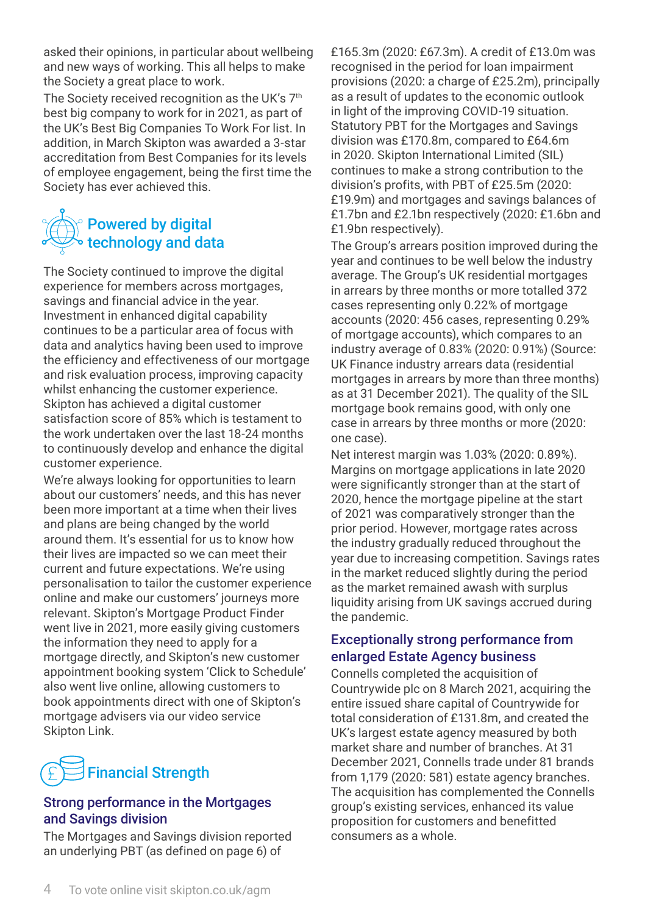asked their opinions, in particular about wellbeing and new ways of working. This all helps to make the Society a great place to work.

The Society received recognition as the UK's 7th best big company to work for in 2021, as part of the UK's Best Big Companies To Work For list. In addition, in March Skipton was awarded a 3-star accreditation from Best Companies for its levels of employee engagement, being the first time the Society has ever achieved this.

## Powered by digital technology and data

The Society continued to improve the digital experience for members across mortgages, savings and financial advice in the year. Investment in enhanced digital capability continues to be a particular area of focus with data and analytics having been used to improve the efficiency and effectiveness of our mortgage and risk evaluation process, improving capacity whilst enhancing the customer experience. Skipton has achieved a digital customer satisfaction score of 85% which is testament to the work undertaken over the last 18-24 months to continuously develop and enhance the digital customer experience.

We're always looking for opportunities to learn about our customers' needs, and this has never been more important at a time when their lives and plans are being changed by the world around them. It's essential for us to know how their lives are impacted so we can meet their current and future expectations. We're using personalisation to tailor the customer experience online and make our customers' journeys more relevant. Skipton's Mortgage Product Finder went live in 2021, more easily giving customers the information they need to apply for a mortgage directly, and Skipton's new customer appointment booking system 'Click to Schedule' also went live online, allowing customers to book appointments direct with one of Skipton's mortgage advisers via our video service Skipton Link.

## Financial Strength

### Strong performance in the Mortgages and Savings division

The Mortgages and Savings division reported an underlying PBT (as defined on page 6) of £165.3m (2020: £67.3m). A credit of £13.0m was recognised in the period for loan impairment provisions (2020: a charge of £25.2m), principally as a result of updates to the economic outlook in light of the improving COVID-19 situation. Statutory PBT for the Mortgages and Savings division was £170.8m, compared to £64.6m in 2020. Skipton International Limited (SIL) continues to make a strong contribution to the division's profits, with PBT of £25.5m (2020: £19.9m) and mortgages and savings balances of £1.7bn and £2.1bn respectively (2020: £1.6bn and £1.9bn respectively).

The Group's arrears position improved during the year and continues to be well below the industry average. The Group's UK residential mortgages in arrears by three months or more totalled 372 cases representing only 0.22% of mortgage accounts (2020: 456 cases, representing 0.29% of mortgage accounts), which compares to an industry average of 0.83% (2020: 0.91%) (Source: UK Finance industry arrears data (residential mortgages in arrears by more than three months) as at 31 December 2021). The quality of the SIL mortgage book remains good, with only one case in arrears by three months or more (2020: one case).

Net interest margin was 1.03% (2020: 0.89%). Margins on mortgage applications in late 2020 were significantly stronger than at the start of 2020, hence the mortgage pipeline at the start of 2021 was comparatively stronger than the prior period. However, mortgage rates across the industry gradually reduced throughout the year due to increasing competition. Savings rates in the market reduced slightly during the period as the market remained awash with surplus liquidity arising from UK savings accrued during the pandemic.

### Exceptionally strong performance from enlarged Estate Agency business

Connells completed the acquisition of Countrywide plc on 8 March 2021, acquiring the entire issued share capital of Countrywide for total consideration of £131.8m, and created the UK's largest estate agency measured by both market share and number of branches. At 31 December 2021, Connells trade under 81 brands from 1,179 (2020: 581) estate agency branches. The acquisition has complemented the Connells group's existing services, enhanced its value proposition for customers and benefitted consumers as a whole.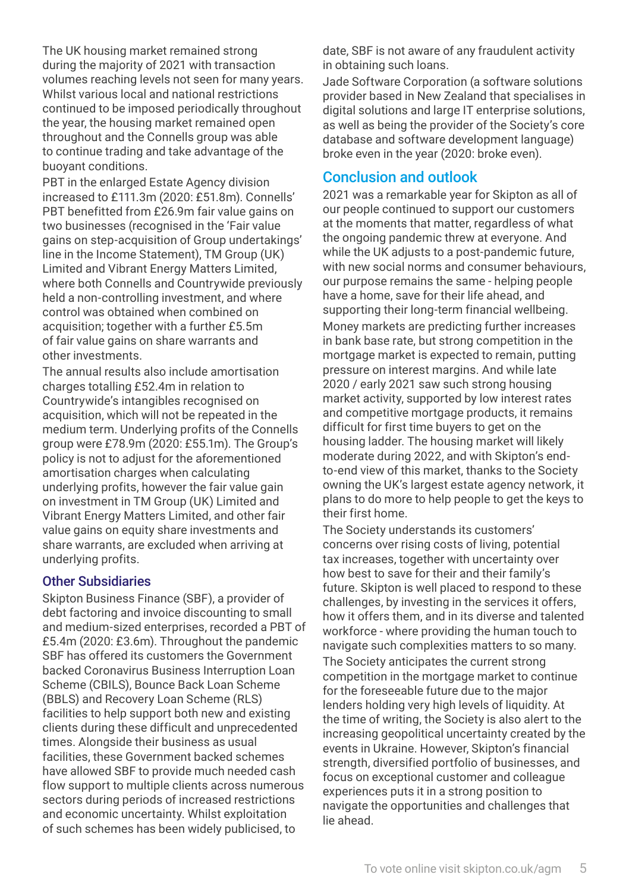The UK housing market remained strong during the majority of 2021 with transaction volumes reaching levels not seen for many years. Whilst various local and national restrictions continued to be imposed periodically throughout the year, the housing market remained open throughout and the Connells group was able to continue trading and take advantage of the buoyant conditions.

PBT in the enlarged Estate Agency division increased to £111.3m (2020: £51.8m). Connells' PBT benefitted from £26.9m fair value gains on two businesses (recognised in the 'Fair value gains on step-acquisition of Group undertakings' line in the Income Statement), TM Group (UK) Limited and Vibrant Energy Matters Limited, where both Connells and Countrywide previously held a non-controlling investment, and where control was obtained when combined on acquisition; together with a further £5.5m of fair value gains on share warrants and other investments.

The annual results also include amortisation charges totalling £52.4m in relation to Countrywide's intangibles recognised on acquisition, which will not be repeated in the medium term. Underlying profits of the Connells group were £78.9m (2020: £55.1m). The Group's policy is not to adjust for the aforementioned amortisation charges when calculating underlying profits, however the fair value gain on investment in TM Group (UK) Limited and Vibrant Energy Matters Limited, and other fair value gains on equity share investments and share warrants, are excluded when arriving at underlying profits.

### Other Subsidiaries

Skipton Business Finance (SBF), a provider of debt factoring and invoice discounting to small and medium-sized enterprises, recorded a PBT of £5.4m (2020: £3.6m). Throughout the pandemic SBF has offered its customers the Government backed Coronavirus Business Interruption Loan Scheme (CBILS), Bounce Back Loan Scheme (BBLS) and Recovery Loan Scheme (RLS) facilities to help support both new and existing clients during these difficult and unprecedented times. Alongside their business as usual facilities, these Government backed schemes have allowed SBF to provide much needed cash flow support to multiple clients across numerous sectors during periods of increased restrictions and economic uncertainty. Whilst exploitation of such schemes has been widely publicised, to date, SBF is not aware of any fraudulent activity in obtaining such loans.

Jade Software Corporation (a software solutions provider based in New Zealand that specialises in digital solutions and large IT enterprise solutions, as well as being the provider of the Society's core database and software development language) broke even in the year (2020: broke even).

## Conclusion and outlook

2021 was a remarkable year for Skipton as all of our people continued to support our customers at the moments that matter, regardless of what the ongoing pandemic threw at everyone. And while the UK adjusts to a post-pandemic future, with new social norms and consumer behaviours, our purpose remains the same - helping people have a home, save for their life ahead, and supporting their long-term financial wellbeing.

Money markets are predicting further increases in bank base rate, but strong competition in the mortgage market is expected to remain, putting pressure on interest margins. And while late 2020 / early 2021 saw such strong housing market activity, supported by low interest rates and competitive mortgage products, it remains difficult for first time buyers to get on the housing ladder. The housing market will likely moderate during 2022, and with Skipton's end-to-end view of this market, thanks to the Society owning the UK's largest estate agency network, it plans to do more to help people to get the keys to their first home.

The Society understands its customers' concerns over rising costs of living, potential tax increases, together with uncertainty over how best to save for their and their family's future. Skipton is well placed to respond to these challenges, by investing in the services it offers, how it offers them, and in its diverse and talented workforce - where providing the human touch to navigate such complexities matters to so many.

The Society anticipates the current strong competition in the mortgage market to continue for the foreseeable future due to the major lenders holding very high levels of liquidity. At the time of writing, the Society is also alert to the increasing geopolitical uncertainty created by the events in Ukraine. However, Skipton's financial strength, diversified portfolio of businesses, and focus on exceptional customer and colleague experiences puts it in a strong position to navigate the opportunities and challenges that lie ahead.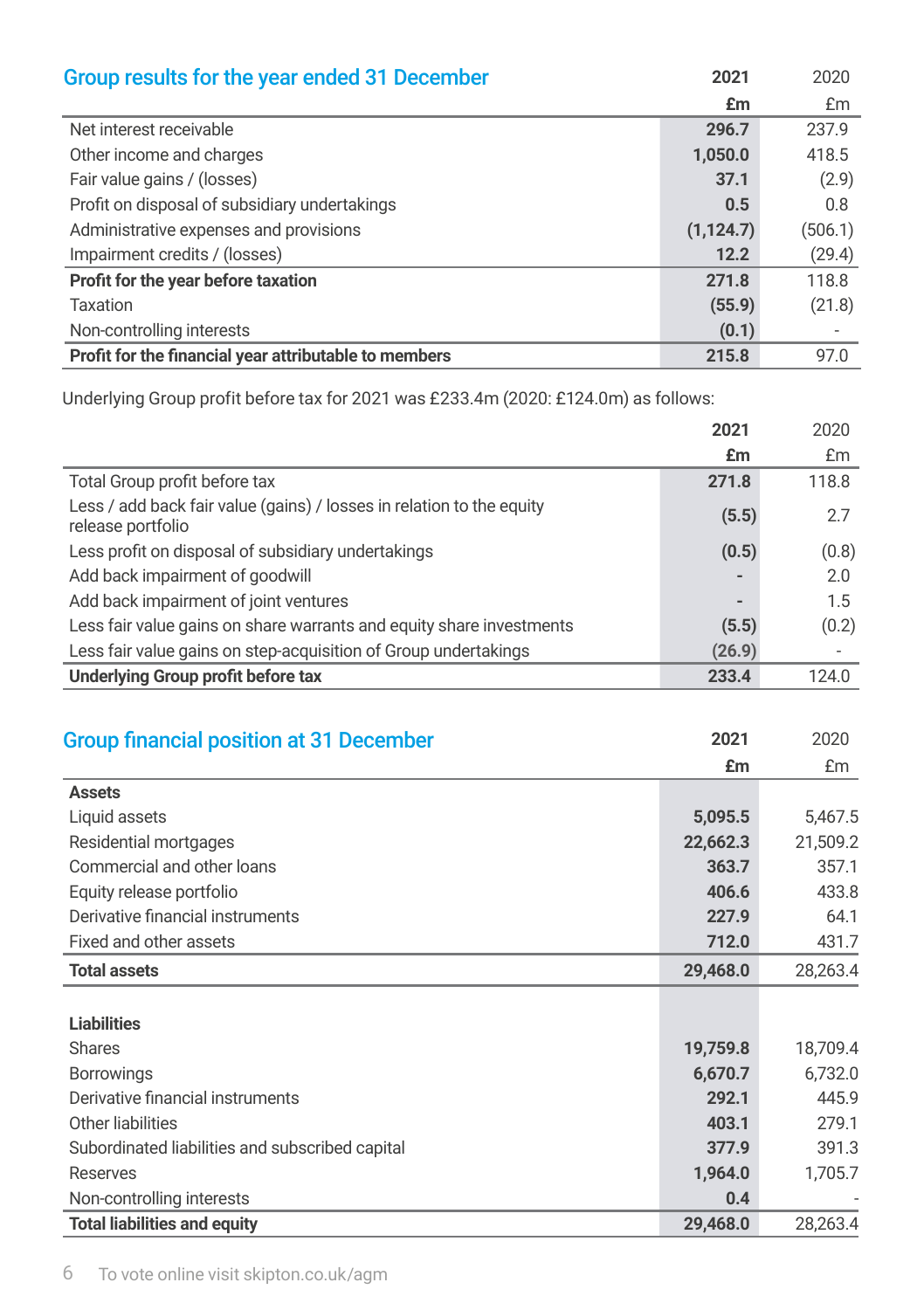## Group results for the year ended 31 December

| | 2021 | 2020 |
|---|---|---|
| | **£m** | £m |
| Net interest receivable | **296.7** | 237.9 |
| Other income and charges | **1,050.0** | 418.5 |
| Fair value gains / (losses) | **37.1** | (2.9) |
| Profit on disposal of subsidiary undertakings | **0.5** | 0.8 |
| Administrative expenses and provisions | **(1,124.7)** | (506.1) |
| Impairment credits / (losses) | **12.2** | (29.4) |
| **Profit for the year before taxation** | **271.8** | 118.8 |
| Taxation | **(55.9)** | (21.8) |
| Non-controlling interests | **(0.1)** | - |
| **Profit for the financial year attributable to members** | **215.8** | 97.0 |

Underlying Group profit before tax for 2021 was £233.4m (2020: £124.0m) as follows:

| | 2021 | 2020 |
|---|---|---|
| | **£m** | £m |
| Total Group profit before tax | **271.8** | 118.8 |
| Less / add back fair value (gains) / losses in relation to the equity release portfolio | **(5.5)** | 2.7 |
| Less profit on disposal of subsidiary undertakings | **(0.5)** | (0.8) |
| Add back impairment of goodwill | **-** | 2.0 |
| Add back impairment of joint ventures | **-** | 1.5 |
| Less fair value gains on share warrants and equity share investments | **(5.5)** | (0.2) |
| Less fair value gains on step-acquisition of Group undertakings | **(26.9)** | - |
| **Underlying Group profit before tax** | **233.4** | 124.0 |

## Group financial position at 31 December

| | 2021 | 2020 |
|---|---|---|
| | **£m** | £m |
| **Assets** | | |
| Liquid assets | **5,095.5** | 5,467.5 |
| Residential mortgages | **22,662.3** | 21,509.2 |
| Commercial and other loans | **363.7** | 357.1 |
| Equity release portfolio | **406.6** | 433.8 |
| Derivative financial instruments | **227.9** | 64.1 |
| Fixed and other assets | **712.0** | 431.7 |
| **Total assets** | **29,468.0** | 28,263.4 |
| | | |
| **Liabilities** | | |
| Shares | **19,759.8** | 18,709.4 |
| Borrowings | **6,670.7** | 6,732.0 |
| Derivative financial instruments | **292.1** | 445.9 |
| Other liabilities | **403.1** | 279.1 |
| Subordinated liabilities and subscribed capital | **377.9** | 391.3 |
| Reserves | **1,964.0** | 1,705.7 |
| Non-controlling interests | **0.4** | - |
| **Total liabilities and equity** | **29,468.0** | 28,263.4 |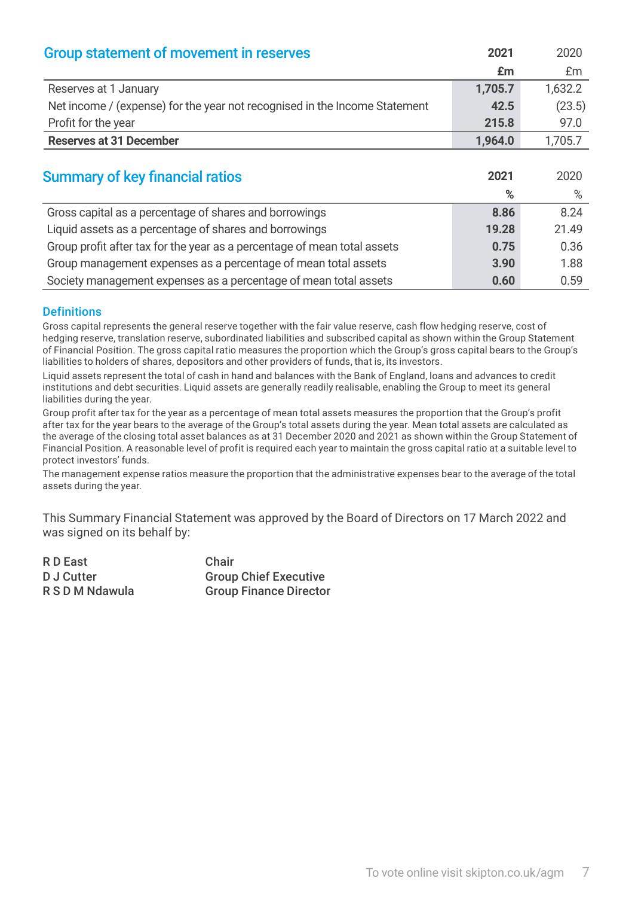## Group statement of movement in reserves

| | 2021 | 2020 |
|---|---|---|
| | £m | £m |
| Reserves at 1 January | **1,705.7** | 1,632.2 |
| Net income / (expense) for the year not recognised in the Income Statement | **42.5** | (23.5) |
| Profit for the year | **215.8** | 97.0 |
| **Reserves at 31 December** | **1,964.0** | 1,705.7 |

## Summary of key financial ratios

| | 2021 | 2020 |
|---|---|---|
| | % | % |
| Gross capital as a percentage of shares and borrowings | **8.86** | 8.24 |
| Liquid assets as a percentage of shares and borrowings | **19.28** | 21.49 |
| Group profit after tax for the year as a percentage of mean total assets | **0.75** | 0.36 |
| Group management expenses as a percentage of mean total assets | **3.90** | 1.88 |
| Society management expenses as a percentage of mean total assets | **0.60** | 0.59 |

### Definitions

Gross capital represents the general reserve together with the fair value reserve, cash flow hedging reserve, cost of hedging reserve, translation reserve, subordinated liabilities and subscribed capital as shown within the Group Statement of Financial Position. The gross capital ratio measures the proportion which the Group's gross capital bears to the Group's liabilities to holders of shares, depositors and other providers of funds, that is, its investors.

Liquid assets represent the total of cash in hand and balances with the Bank of England, loans and advances to credit institutions and debt securities. Liquid assets are generally readily realisable, enabling the Group to meet its general liabilities during the year.

Group profit after tax for the year as a percentage of mean total assets measures the proportion that the Group's profit after tax for the year bears to the average of the Group's total assets during the year. Mean total assets are calculated as the average of the closing total asset balances as at 31 December 2020 and 2021 as shown within the Group Statement of Financial Position. A reasonable level of profit is required each year to maintain the gross capital ratio at a suitable level to protect investors' funds.

The management expense ratios measure the proportion that the administrative expenses bear to the average of the total assets during the year.

This Summary Financial Statement was approved by the Board of Directors on 17 March 2022 and was signed on its behalf by:

| | |
|---|---|
| **R D East** | **Chair** |
| **D J Cutter** | **Group Chief Executive** |
| **R S D M Ndawula** | **Group Finance Director** |

To vote online visit skipton.co.uk/agm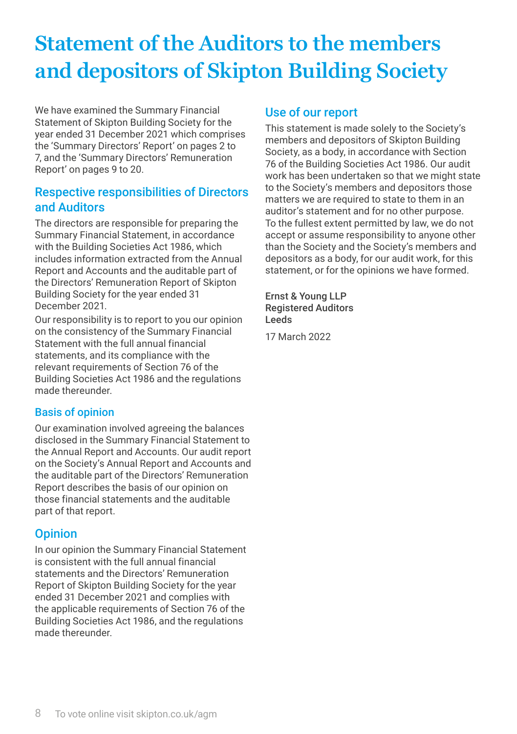# Statement of the Auditors to the members and depositors of Skipton Building Society

We have examined the Summary Financial Statement of Skipton Building Society for the year ended 31 December 2021 which comprises the 'Summary Directors' Report' on pages 2 to 7, and the 'Summary Directors' Remuneration Report' on pages 9 to 20.

## Respective responsibilities of Directors and Auditors

The directors are responsible for preparing the Summary Financial Statement, in accordance with the Building Societies Act 1986, which includes information extracted from the Annual Report and Accounts and the auditable part of the Directors' Remuneration Report of Skipton Building Society for the year ended 31 December 2021.

Our responsibility is to report to you our opinion on the consistency of the Summary Financial Statement with the full annual financial statements, and its compliance with the relevant requirements of Section 76 of the Building Societies Act 1986 and the regulations made thereunder.

## Basis of opinion

Our examination involved agreeing the balances disclosed in the Summary Financial Statement to the Annual Report and Accounts. Our audit report on the Society's Annual Report and Accounts and the auditable part of the Directors' Remuneration Report describes the basis of our opinion on those financial statements and the auditable part of that report.

## Opinion

In our opinion the Summary Financial Statement is consistent with the full annual financial statements and the Directors' Remuneration Report of Skipton Building Society for the year ended 31 December 2021 and complies with the applicable requirements of Section 76 of the Building Societies Act 1986, and the regulations made thereunder.

## Use of our report

This statement is made solely to the Society's members and depositors of Skipton Building Society, as a body, in accordance with Section 76 of the Building Societies Act 1986. Our audit work has been undertaken so that we might state to the Society's members and depositors those matters we are required to state to them in an auditor's statement and for no other purpose. To the fullest extent permitted by law, we do not accept or assume responsibility to anyone other than the Society and the Society's members and depositors as a body, for our audit work, for this statement, or for the opinions we have formed.

**Ernst & Young LLP**
**Registered Auditors**
**Leeds**

17 March 2022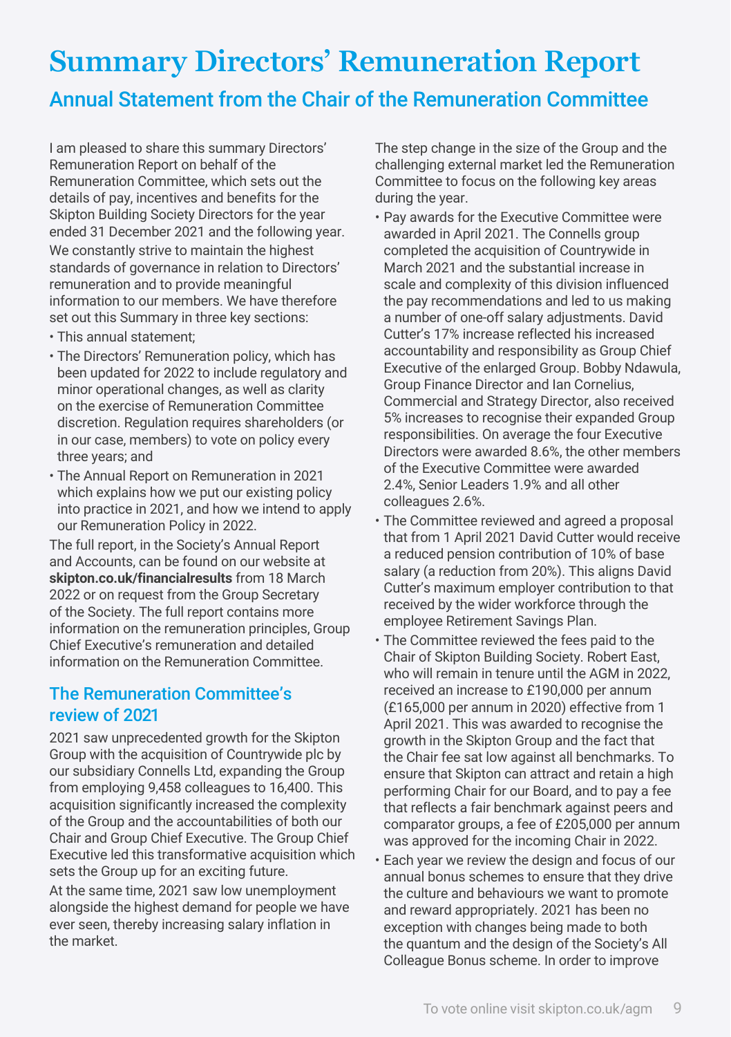# Summary Directors' Remuneration Report

## Annual Statement from the Chair of the Remuneration Committee

I am pleased to share this summary Directors' Remuneration Report on behalf of the Remuneration Committee, which sets out the details of pay, incentives and benefits for the Skipton Building Society Directors for the year ended 31 December 2021 and the following year.

We constantly strive to maintain the highest standards of governance in relation to Directors' remuneration and to provide meaningful information to our members. We have therefore set out this Summary in three key sections:

- This annual statement;
- The Directors' Remuneration policy, which has been updated for 2022 to include regulatory and minor operational changes, as well as clarity on the exercise of Remuneration Committee discretion. Regulation requires shareholders (or in our case, members) to vote on policy every three years; and
- The Annual Report on Remuneration in 2021 which explains how we put our existing policy into practice in 2021, and how we intend to apply our Remuneration Policy in 2022.

The full report, in the Society's Annual Report and Accounts, can be found on our website at **skipton.co.uk/financialresults** from 18 March 2022 or on request from the Group Secretary of the Society. The full report contains more information on the remuneration principles, Group Chief Executive's remuneration and detailed information on the Remuneration Committee.

### The Remuneration Committee's review of 2021

2021 saw unprecedented growth for the Skipton Group with the acquisition of Countrywide plc by our subsidiary Connells Ltd, expanding the Group from employing 9,458 colleagues to 16,400. This acquisition significantly increased the complexity of the Group and the accountabilities of both our Chair and Group Chief Executive. The Group Chief Executive led this transformative acquisition which sets the Group up for an exciting future.

At the same time, 2021 saw low unemployment alongside the highest demand for people we have ever seen, thereby increasing salary inflation in the market.

The step change in the size of the Group and the challenging external market led the Remuneration Committee to focus on the following key areas during the year.

- Pay awards for the Executive Committee were awarded in April 2021. The Connells group completed the acquisition of Countrywide in March 2021 and the substantial increase in scale and complexity of this division influenced the pay recommendations and led to us making a number of one-off salary adjustments. David Cutter's 17% increase reflected his increased accountability and responsibility as Group Chief Executive of the enlarged Group. Bobby Ndawula, Group Finance Director and Ian Cornelius, Commercial and Strategy Director, also received 5% increases to recognise their expanded Group responsibilities. On average the four Executive Directors were awarded 8.6%, the other members of the Executive Committee were awarded 2.4%, Senior Leaders 1.9% and all other colleagues 2.6%.
- The Committee reviewed and agreed a proposal that from 1 April 2021 David Cutter would receive a reduced pension contribution of 10% of base salary (a reduction from 20%). This aligns David Cutter's maximum employer contribution to that received by the wider workforce through the employee Retirement Savings Plan.
- The Committee reviewed the fees paid to the Chair of Skipton Building Society. Robert East, who will remain in tenure until the AGM in 2022, received an increase to £190,000 per annum (£165,000 per annum in 2020) effective from 1 April 2021. This was awarded to recognise the growth in the Skipton Group and the fact that the Chair fee sat low against all benchmarks. To ensure that Skipton can attract and retain a high performing Chair for our Board, and to pay a fee that reflects a fair benchmark against peers and comparator groups, a fee of £205,000 per annum was approved for the incoming Chair in 2022.
- Each year we review the design and focus of our annual bonus schemes to ensure that they drive the culture and behaviours we want to promote and reward appropriately. 2021 has been no exception with changes being made to both the quantum and the design of the Society's All Colleague Bonus scheme. In order to improve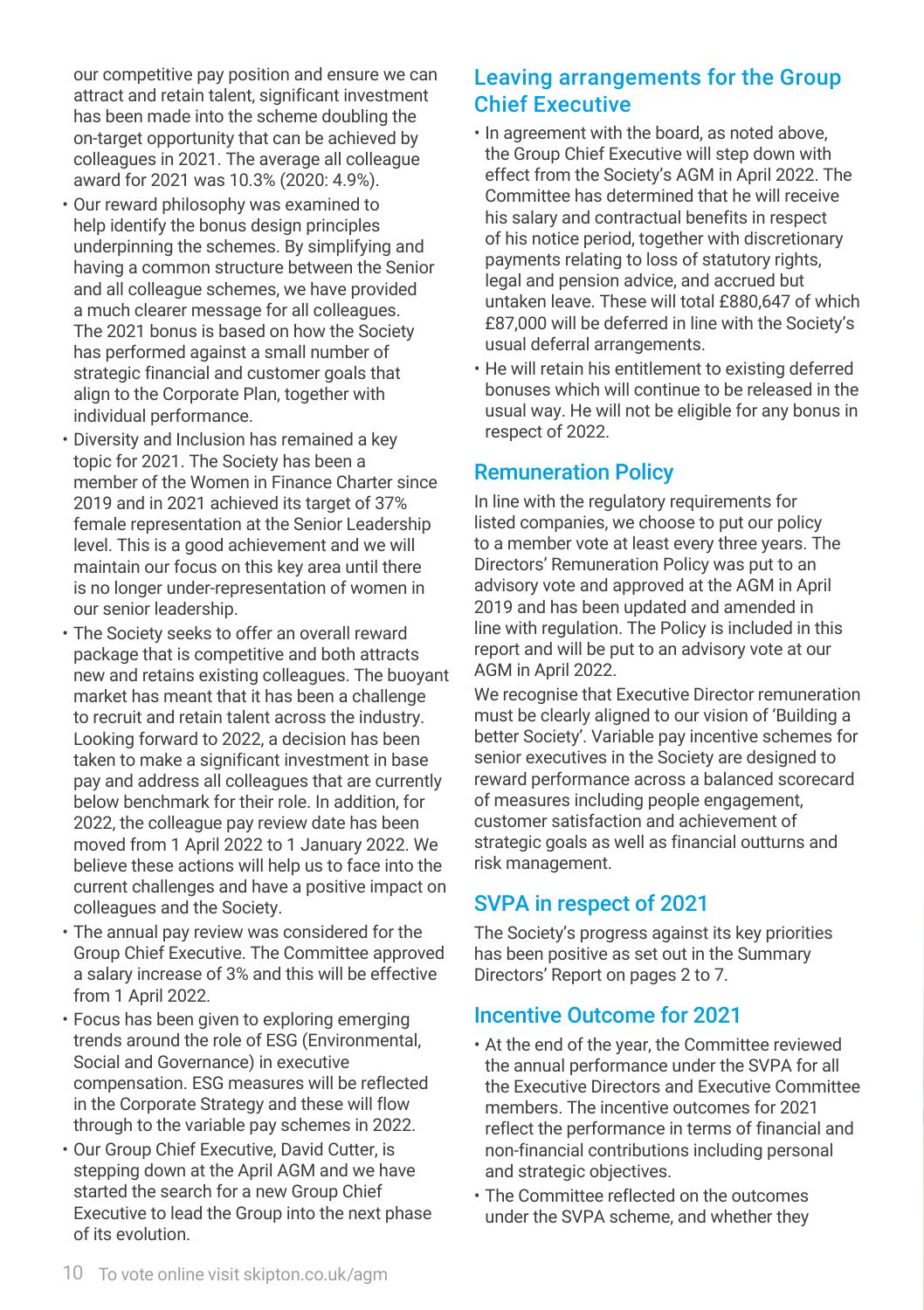our competitive pay position and ensure we can attract and retain talent, significant investment has been made into the scheme doubling the on-target opportunity that can be achieved by colleagues in 2021. The average all colleague award for 2021 was 10.3% (2020: 4.9%).

- Our reward philosophy was examined to help identify the bonus design principles underpinning the schemes. By simplifying and having a common structure between the Senior and all colleague schemes, we have provided a much clearer message for all colleagues. The 2021 bonus is based on how the Society has performed against a small number of strategic financial and customer goals that align to the Corporate Plan, together with individual performance.
- Diversity and Inclusion has remained a key topic for 2021. The Society has been a member of the Women in Finance Charter since 2019 and in 2021 achieved its target of 37% female representation at the Senior Leadership level. This is a good achievement and we will maintain our focus on this key area until there is no longer under-representation of women in our senior leadership.
- The Society seeks to offer an overall reward package that is competitive and both attracts new and retains existing colleagues. The buoyant market has meant that it has been a challenge to recruit and retain talent across the industry. Looking forward to 2022, a decision has been taken to make a significant investment in base pay and address all colleagues that are currently below benchmark for their role. In addition, for 2022, the colleague pay review date has been moved from 1 April 2022 to 1 January 2022. We believe these actions will help us to face into the current challenges and have a positive impact on colleagues and the Society.
- The annual pay review was considered for the Group Chief Executive. The Committee approved a salary increase of 3% and this will be effective from 1 April 2022.
- Focus has been given to exploring emerging trends around the role of ESG (Environmental, Social and Governance) in executive compensation. ESG measures will be reflected in the Corporate Strategy and these will flow through to the variable pay schemes in 2022.
- Our Group Chief Executive, David Cutter, is stepping down at the April AGM and we have started the search for a new Group Chief Executive to lead the Group into the next phase of its evolution.

## Leaving arrangements for the Group Chief Executive

- In agreement with the board, as noted above, the Group Chief Executive will step down with effect from the Society's AGM in April 2022. The Committee has determined that he will receive his salary and contractual benefits in respect of his notice period, together with discretionary payments relating to loss of statutory rights, legal and pension advice, and accrued but untaken leave. These will total £880,647 of which £87,000 will be deferred in line with the Society's usual deferral arrangements.
- He will retain his entitlement to existing deferred bonuses which will continue to be released in the usual way. He will not be eligible for any bonus in respect of 2022.

## Remuneration Policy

In line with the regulatory requirements for listed companies, we choose to put our policy to a member vote at least every three years. The Directors' Remuneration Policy was put to an advisory vote and approved at the AGM in April 2019 and has been updated and amended in line with regulation. The Policy is included in this report and will be put to an advisory vote at our AGM in April 2022.

We recognise that Executive Director remuneration must be clearly aligned to our vision of 'Building a better Society'. Variable pay incentive schemes for senior executives in the Society are designed to reward performance across a balanced scorecard of measures including people engagement, customer satisfaction and achievement of strategic goals as well as financial outturns and risk management.

## SVPA in respect of 2021

The Society's progress against its key priorities has been positive as set out in the Summary Directors' Report on pages 2 to 7.

## Incentive Outcome for 2021

- At the end of the year, the Committee reviewed the annual performance under the SVPA for all the Executive Directors and Executive Committee members. The incentive outcomes for 2021 reflect the performance in terms of financial and non-financial contributions including personal and strategic objectives.
- The Committee reflected on the outcomes under the SVPA scheme, and whether they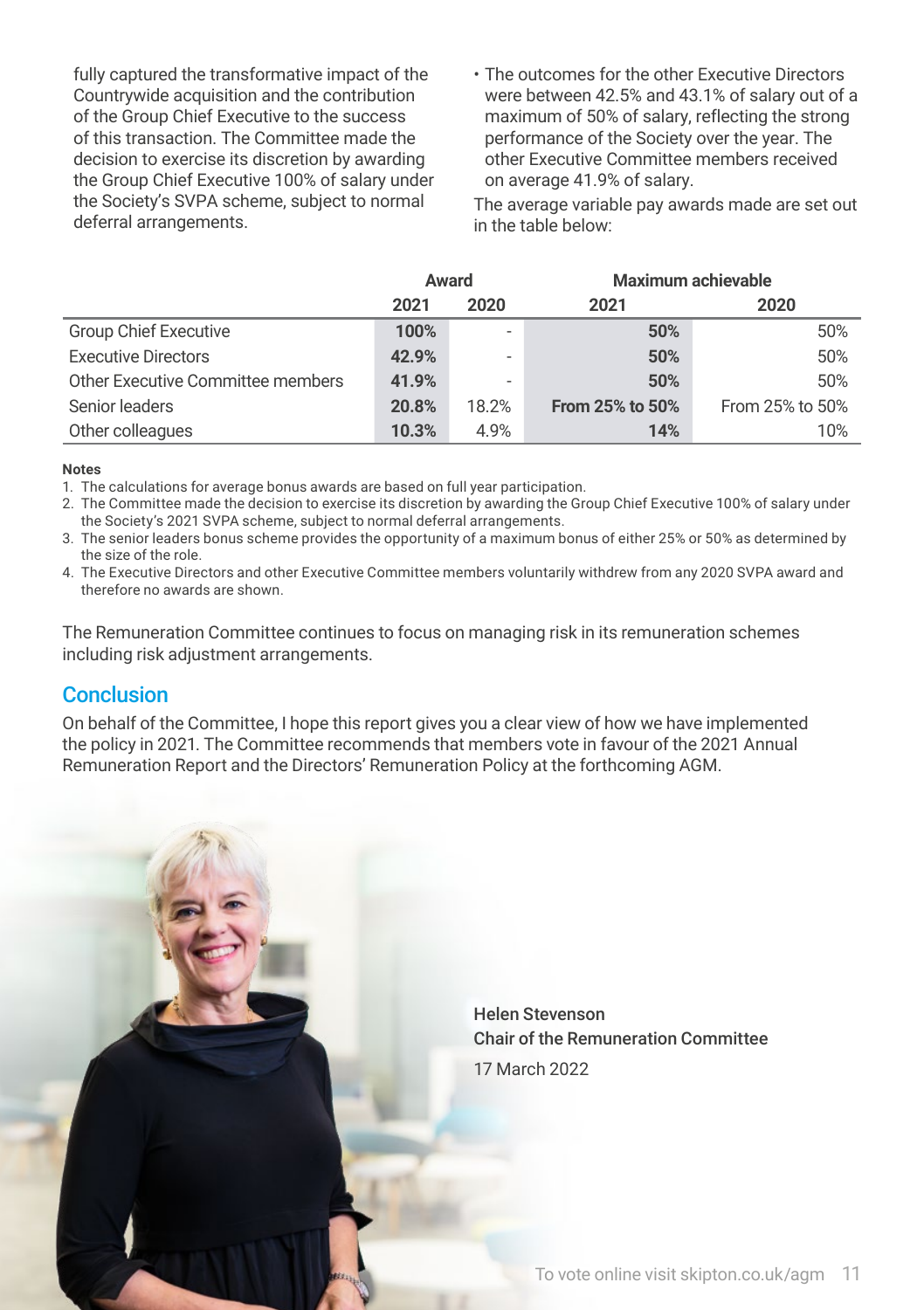fully captured the transformative impact of the Countrywide acquisition and the contribution of the Group Chief Executive to the success of this transaction. The Committee made the decision to exercise its discretion by awarding the Group Chief Executive 100% of salary under the Society's SVPA scheme, subject to normal deferral arrangements.

- The outcomes for the other Executive Directors were between 42.5% and 43.1% of salary out of a maximum of 50% of salary, reflecting the strong performance of the Society over the year. The other Executive Committee members received on average 41.9% of salary.

The average variable pay awards made are set out in the table below:

| | Award | | Maximum achievable | |
|---|---|---|---|---|
| | **2021** | **2020** | **2021** | **2020** |
| Group Chief Executive | **100%** | - | **50%** | 50% |
| Executive Directors | **42.9%** | - | **50%** | 50% |
| Other Executive Committee members | **41.9%** | - | **50%** | 50% |
| Senior leaders | **20.8%** | 18.2% | **From 25% to 50%** | From 25% to 50% |
| Other colleagues | **10.3%** | 4.9% | **14%** | 10% |

**Notes**

1. The calculations for average bonus awards are based on full year participation.
2. The Committee made the decision to exercise its discretion by awarding the Group Chief Executive 100% of salary under the Society's 2021 SVPA scheme, subject to normal deferral arrangements.
3. The senior leaders bonus scheme provides the opportunity of a maximum bonus of either 25% or 50% as determined by the size of the role.
4. The Executive Directors and other Executive Committee members voluntarily withdrew from any 2020 SVPA award and therefore no awards are shown.

The Remuneration Committee continues to focus on managing risk in its remuneration schemes including risk adjustment arrangements.

## Conclusion

On behalf of the Committee, I hope this report gives you a clear view of how we have implemented the policy in 2021. The Committee recommends that members vote in favour of the 2021 Annual Remuneration Report and the Directors' Remuneration Policy at the forthcoming AGM.

Helen Stevenson
Chair of the Remuneration Committee

17 March 2022

To vote online visit skipton.co.uk/agm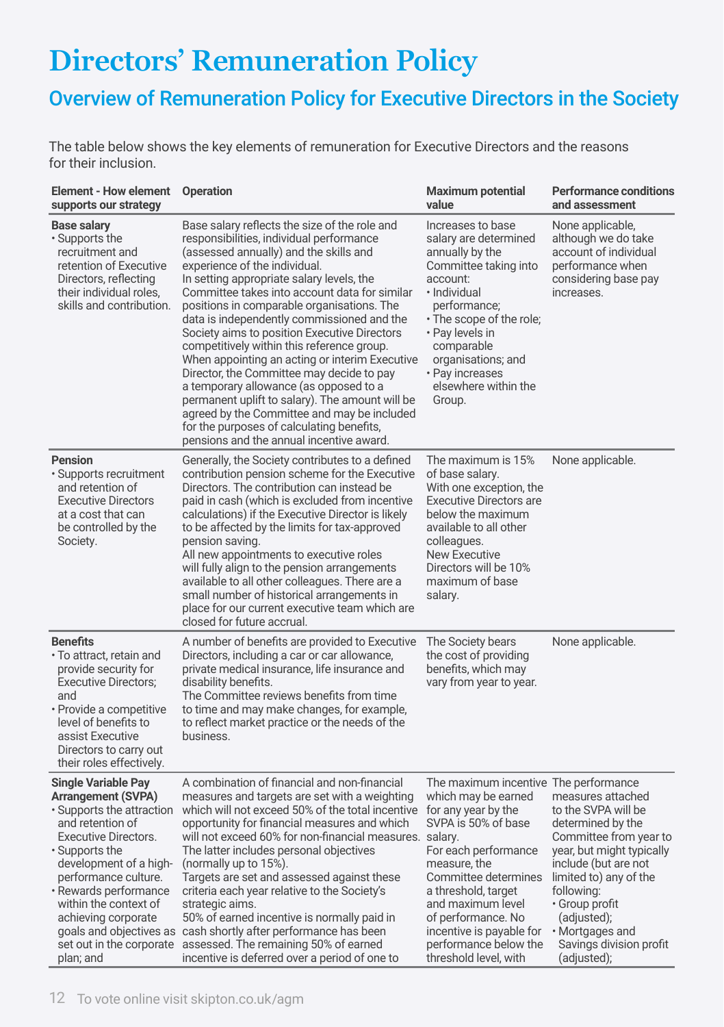# Directors' Remuneration Policy

## Overview of Remuneration Policy for Executive Directors in the Society

The table below shows the key elements of remuneration for Executive Directors and the reasons for their inclusion.

| Element - How element supports our strategy | Operation | Maximum potential value | Performance conditions and assessment |
|---|---|---|---|
| **Base salary**<br>• Supports the recruitment and retention of Executive Directors, reflecting their individual roles, skills and contribution. | Base salary reflects the size of the role and responsibilities, individual performance (assessed annually) and the skills and experience of the individual.<br>In setting appropriate salary levels, the Committee takes into account data for similar positions in comparable organisations. The data is independently commissioned and the Society aims to position Executive Directors competitively within this reference group.<br>When appointing an acting or interim Executive Director, the Committee may decide to pay a temporary allowance (as opposed to a permanent uplift to salary). The amount will be agreed by the Committee and may be included for the purposes of calculating benefits, pensions and the annual incentive award. | Increases to base salary are determined annually by the Committee taking into account:<br>• Individual performance;<br>• The scope of the role;<br>• Pay levels in comparable organisations; and<br>• Pay increases elsewhere within the Group. | None applicable, although we do take account of individual performance when considering base pay increases. |
| **Pension**<br>• Supports recruitment and retention of Executive Directors at a cost that can be controlled by the Society. | Generally, the Society contributes to a defined contribution pension scheme for the Executive Directors. The contribution can instead be paid in cash (which is excluded from incentive calculations) if the Executive Director is likely to be affected by the limits for tax-approved pension saving.<br>All new appointments to executive roles will fully align to the pension arrangements available to all other colleagues. There are a small number of historical arrangements in place for our current executive team which are closed for future accrual. | The maximum is 15% of base salary.<br>With one exception, the Executive Directors are below the maximum available to all other colleagues.<br>New Executive Directors will be 10% maximum of base salary. | None applicable. |
| **Benefits**<br>• To attract, retain and provide security for Executive Directors; and<br>• Provide a competitive level of benefits to assist Executive Directors to carry out their roles effectively. | A number of benefits are provided to Executive Directors, including a car or car allowance, private medical insurance, life insurance and disability benefits.<br>The Committee reviews benefits from time to time and may make changes, for example, to reflect market practice or the needs of the business. | The Society bears the cost of providing benefits, which may vary from year to year. | None applicable. |
| **Single Variable Pay Arrangement (SVPA)**<br>• Supports the attraction and retention of Executive Directors.<br>• Supports the development of a high-performance culture.<br>• Rewards performance within the context of achieving corporate goals and objectives as set out in the corporate plan; and | A combination of financial and non-financial measures and targets are set with a weighting which will not exceed 50% of the total incentive opportunity for financial measures and which will not exceed 60% for non-financial measures. The latter includes personal objectives (normally up to 15%).<br>Targets are set and assessed against these criteria each year relative to the Society's strategic aims.<br>50% of earned incentive is normally paid in cash shortly after performance has been assessed. The remaining 50% of earned incentive is deferred over a period of one to | The maximum incentive which may be earned for any year by the SVPA is 50% of base salary.<br>For each performance measure, the Committee determines a threshold, target and maximum level of performance. No incentive is payable for performance below the threshold level, with | The performance measures attached to the SVPA will be determined by the Committee from year to year, but might typically include (but are not limited to) any of the following:<br>• Group profit (adjusted);<br>• Mortgages and Savings division profit (adjusted); |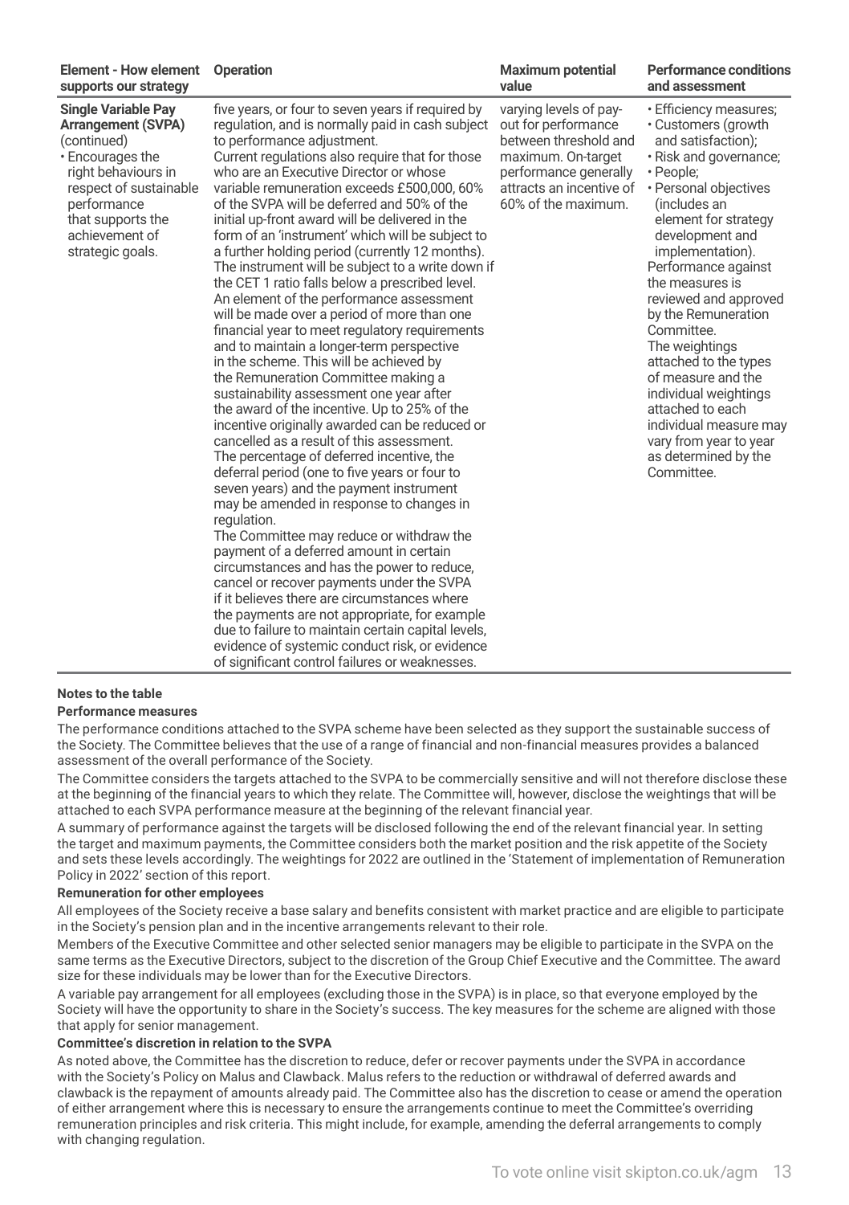| Element - How element supports our strategy | Operation | Maximum potential value | Performance conditions and assessment |
|---|---|---|---|
| **Single Variable Pay Arrangement (SVPA)** (continued)<br>• Encourages the right behaviours in respect of sustainable performance that supports the achievement of strategic goals. | five years, or four to seven years if required by regulation, and is normally paid in cash subject to performance adjustment.<br>Current regulations also require that for those who are an Executive Director or whose variable remuneration exceeds £500,000, 60% of the SVPA will be deferred and 50% of the initial up-front award will be delivered in the form of an 'instrument' which will be subject to a further holding period (currently 12 months). The instrument will be subject to a write down if the CET 1 ratio falls below a prescribed level.<br>An element of the performance assessment will be made over a period of more than one financial year to meet regulatory requirements and to maintain a longer-term perspective in the scheme. This will be achieved by the Remuneration Committee making a sustainability assessment one year after the award of the incentive. Up to 25% of the incentive originally awarded can be reduced or cancelled as a result of this assessment.<br>The percentage of deferred incentive, the deferral period (one to five years or four to seven years) and the payment instrument may be amended in response to changes in regulation.<br>The Committee may reduce or withdraw the payment of a deferred amount in certain circumstances and has the power to reduce, cancel or recover payments under the SVPA if it believes there are circumstances where the payments are not appropriate, for example due to failure to maintain certain capital levels, evidence of systemic conduct risk, or evidence of significant control failures or weaknesses. | varying levels of pay-out for performance between threshold and maximum. On-target performance generally attracts an incentive of 60% of the maximum. | • Efficiency measures;<br>• Customers (growth and satisfaction);<br>• Risk and governance;<br>• People;<br>• Personal objectives (includes an element for strategy development and implementation).<br>Performance against the measures is reviewed and approved by the Remuneration Committee.<br>The weightings attached to the types of measure and the individual weightings attached to each individual measure may vary from year to year as determined by the Committee. |

**Notes to the table**

**Performance measures**

The performance conditions attached to the SVPA scheme have been selected as they support the sustainable success of the Society. The Committee believes that the use of a range of financial and non-financial measures provides a balanced assessment of the overall performance of the Society.

The Committee considers the targets attached to the SVPA to be commercially sensitive and will not therefore disclose these at the beginning of the financial years to which they relate. The Committee will, however, disclose the weightings that will be attached to each SVPA performance measure at the beginning of the relevant financial year.

A summary of performance against the targets will be disclosed following the end of the relevant financial year. In setting the target and maximum payments, the Committee considers both the market position and the risk appetite of the Society and sets these levels accordingly. The weightings for 2022 are outlined in the 'Statement of implementation of Remuneration Policy in 2022' section of this report.

**Remuneration for other employees**

All employees of the Society receive a base salary and benefits consistent with market practice and are eligible to participate in the Society's pension plan and in the incentive arrangements relevant to their role.

Members of the Executive Committee and other selected senior managers may be eligible to participate in the SVPA on the same terms as the Executive Directors, subject to the discretion of the Group Chief Executive and the Committee. The award size for these individuals may be lower than for the Executive Directors.

A variable pay arrangement for all employees (excluding those in the SVPA) is in place, so that everyone employed by the Society will have the opportunity to share in the Society's success. The key measures for the scheme are aligned with those that apply for senior management.

**Committee's discretion in relation to the SVPA**

As noted above, the Committee has the discretion to reduce, defer or recover payments under the SVPA in accordance with the Society's Policy on Malus and Clawback. Malus refers to the reduction or withdrawal of deferred awards and clawback is the repayment of amounts already paid. The Committee also has the discretion to cease or amend the operation of either arrangement where this is necessary to ensure the arrangements continue to meet the Committee's overriding remuneration principles and risk criteria. This might include, for example, amending the deferral arrangements to comply with changing regulation.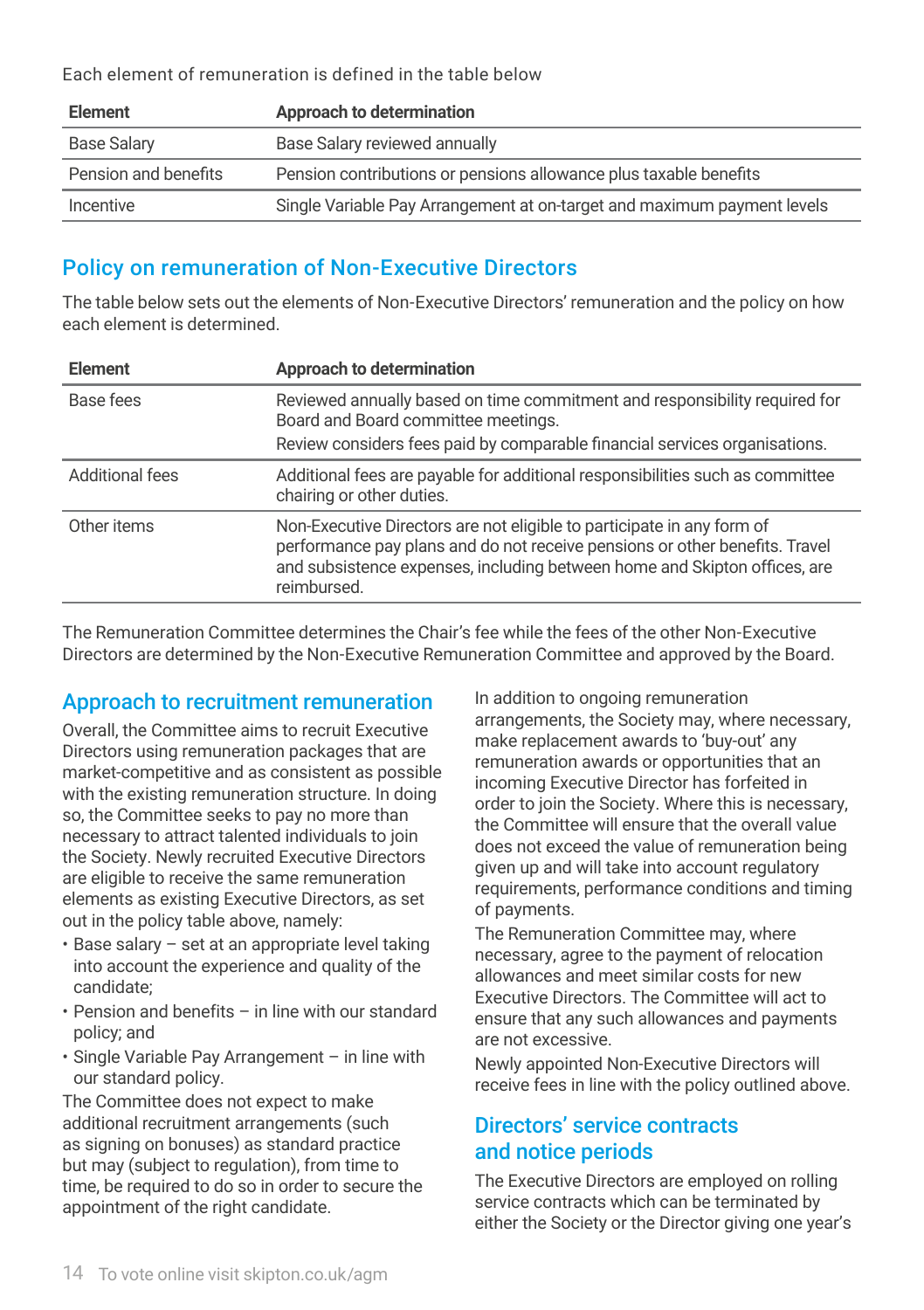Each element of remuneration is defined in the table below

| Element | Approach to determination |
|---|---|
| Base Salary | Base Salary reviewed annually |
| Pension and benefits | Pension contributions or pensions allowance plus taxable benefits |
| Incentive | Single Variable Pay Arrangement at on-target and maximum payment levels |

## Policy on remuneration of Non-Executive Directors

The table below sets out the elements of Non-Executive Directors' remuneration and the policy on how each element is determined.

| Element | Approach to determination |
|---|---|
| Base fees | Reviewed annually based on time commitment and responsibility required for Board and Board committee meetings.<br>Review considers fees paid by comparable financial services organisations. |
| Additional fees | Additional fees are payable for additional responsibilities such as committee chairing or other duties. |
| Other items | Non-Executive Directors are not eligible to participate in any form of performance pay plans and do not receive pensions or other benefits. Travel and subsistence expenses, including between home and Skipton offices, are reimbursed. |

The Remuneration Committee determines the Chair's fee while the fees of the other Non-Executive Directors are determined by the Non-Executive Remuneration Committee and approved by the Board.

## Approach to recruitment remuneration

Overall, the Committee aims to recruit Executive Directors using remuneration packages that are market-competitive and as consistent as possible with the existing remuneration structure. In doing so, the Committee seeks to pay no more than necessary to attract talented individuals to join the Society. Newly recruited Executive Directors are eligible to receive the same remuneration elements as existing Executive Directors, as set out in the policy table above, namely:

- Base salary – set at an appropriate level taking into account the experience and quality of the candidate;
- Pension and benefits – in line with our standard policy; and
- Single Variable Pay Arrangement – in line with our standard policy.

The Committee does not expect to make additional recruitment arrangements (such as signing on bonuses) as standard practice but may (subject to regulation), from time to time, be required to do so in order to secure the appointment of the right candidate.

In addition to ongoing remuneration arrangements, the Society may, where necessary, make replacement awards to 'buy-out' any remuneration awards or opportunities that an incoming Executive Director has forfeited in order to join the Society. Where this is necessary, the Committee will ensure that the overall value does not exceed the value of remuneration being given up and will take into account regulatory requirements, performance conditions and timing of payments.

The Remuneration Committee may, where necessary, agree to the payment of relocation allowances and meet similar costs for new Executive Directors. The Committee will act to ensure that any such allowances and payments are not excessive.

Newly appointed Non-Executive Directors will receive fees in line with the policy outlined above.

## Directors' service contracts and notice periods

The Executive Directors are employed on rolling service contracts which can be terminated by either the Society or the Director giving one year's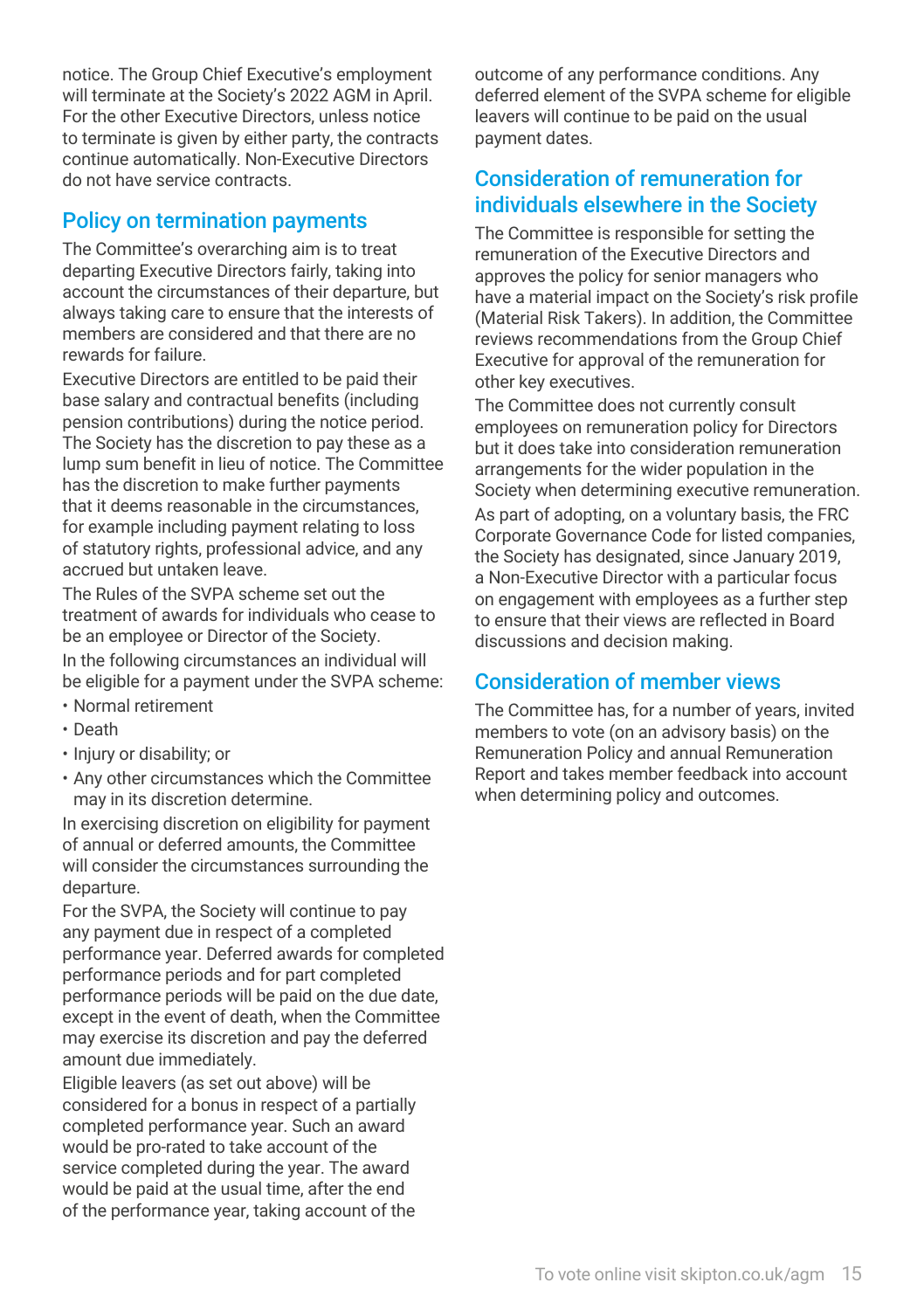notice. The Group Chief Executive's employment will terminate at the Society's 2022 AGM in April. For the other Executive Directors, unless notice to terminate is given by either party, the contracts continue automatically. Non-Executive Directors do not have service contracts.

## Policy on termination payments

The Committee's overarching aim is to treat departing Executive Directors fairly, taking into account the circumstances of their departure, but always taking care to ensure that the interests of members are considered and that there are no rewards for failure.

Executive Directors are entitled to be paid their base salary and contractual benefits (including pension contributions) during the notice period. The Society has the discretion to pay these as a lump sum benefit in lieu of notice. The Committee has the discretion to make further payments that it deems reasonable in the circumstances, for example including payment relating to loss of statutory rights, professional advice, and any accrued but untaken leave.

The Rules of the SVPA scheme set out the treatment of awards for individuals who cease to be an employee or Director of the Society.

In the following circumstances an individual will be eligible for a payment under the SVPA scheme:

- Normal retirement
- Death
- Injury or disability; or
- Any other circumstances which the Committee may in its discretion determine.

In exercising discretion on eligibility for payment of annual or deferred amounts, the Committee will consider the circumstances surrounding the departure.

For the SVPA, the Society will continue to pay any payment due in respect of a completed performance year. Deferred awards for completed performance periods and for part completed performance periods will be paid on the due date, except in the event of death, when the Committee may exercise its discretion and pay the deferred amount due immediately.

Eligible leavers (as set out above) will be considered for a bonus in respect of a partially completed performance year. Such an award would be pro-rated to take account of the service completed during the year. The award would be paid at the usual time, after the end of the performance year, taking account of the outcome of any performance conditions. Any deferred element of the SVPA scheme for eligible leavers will continue to be paid on the usual payment dates.

## Consideration of remuneration for individuals elsewhere in the Society

The Committee is responsible for setting the remuneration of the Executive Directors and approves the policy for senior managers who have a material impact on the Society's risk profile (Material Risk Takers). In addition, the Committee reviews recommendations from the Group Chief Executive for approval of the remuneration for other key executives.

The Committee does not currently consult employees on remuneration policy for Directors but it does take into consideration remuneration arrangements for the wider population in the Society when determining executive remuneration.

As part of adopting, on a voluntary basis, the FRC Corporate Governance Code for listed companies, the Society has designated, since January 2019, a Non-Executive Director with a particular focus on engagement with employees as a further step to ensure that their views are reflected in Board discussions and decision making.

## Consideration of member views

The Committee has, for a number of years, invited members to vote (on an advisory basis) on the Remuneration Policy and annual Remuneration Report and takes member feedback into account when determining policy and outcomes.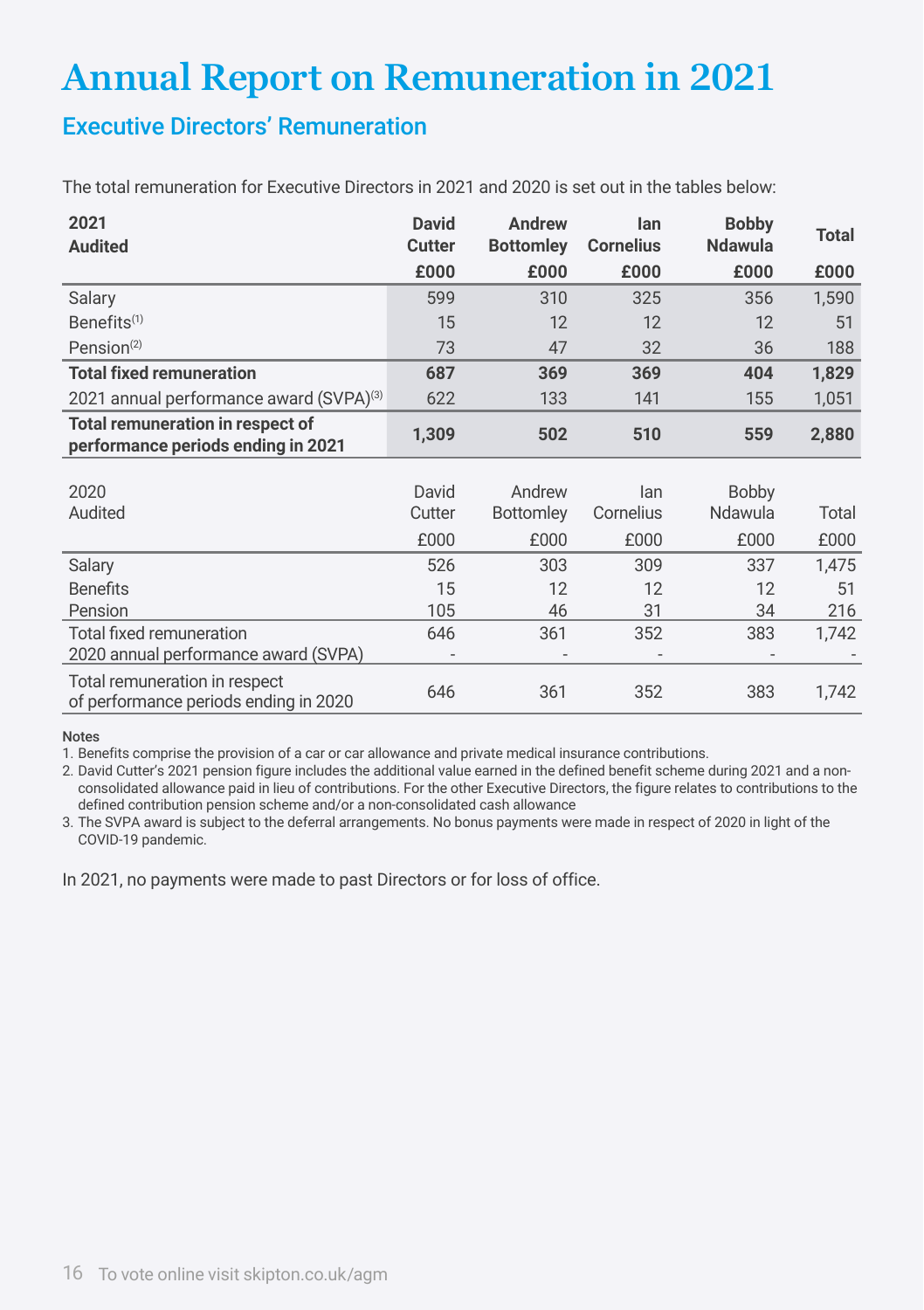# Annual Report on Remuneration in 2021

## Executive Directors' Remuneration

The total remuneration for Executive Directors in 2021 and 2020 is set out in the tables below:

| **2021 Audited** | **David Cutter** | **Andrew Bottomley** | **Ian Cornelius** | **Bobby Ndawula** | **Total** |
|---|---|---|---|---|---|
| | **£000** | **£000** | **£000** | **£000** | **£000** |
| Salary | 599 | 310 | 325 | 356 | 1,590 |
| Benefits[(1)] | 15 | 12 | 12 | 12 | 51 |
| Pension[(2)] | 73 | 47 | 32 | 36 | 188 |
| **Total fixed remuneration** | **687** | **369** | **369** | **404** | **1,829** |
| 2021 annual performance award (SVPA)[(3)] | 622 | 133 | 141 | 155 | 1,051 |
| **Total remuneration in respect of performance periods ending in 2021** | **1,309** | **502** | **510** | **559** | **2,880** |

| 2020 Audited | David Cutter | Andrew Bottomley | Ian Cornelius | Bobby Ndawula | Total |
|---|---|---|---|---|---|
| | £000 | £000 | £000 | £000 | £000 |
| Salary | 526 | 303 | 309 | 337 | 1,475 |
| Benefits | 15 | 12 | 12 | 12 | 51 |
| Pension | 105 | 46 | 31 | 34 | 216 |
| Total fixed remuneration | 646 | 361 | 352 | 383 | 1,742 |
| 2020 annual performance award (SVPA) | - | - | - | - | - |
| Total remuneration in respect of performance periods ending in 2020 | 646 | 361 | 352 | 383 | 1,742 |

**Notes**

1. Benefits comprise the provision of a car or car allowance and private medical insurance contributions.
2. David Cutter's 2021 pension figure includes the additional value earned in the defined benefit scheme during 2021 and a non-consolidated allowance paid in lieu of contributions. For the other Executive Directors, the figure relates to contributions to the defined contribution pension scheme and/or a non-consolidated cash allowance
3. The SVPA award is subject to the deferral arrangements. No bonus payments were made in respect of 2020 in light of the COVID-19 pandemic.

In 2021, no payments were made to past Directors or for loss of office.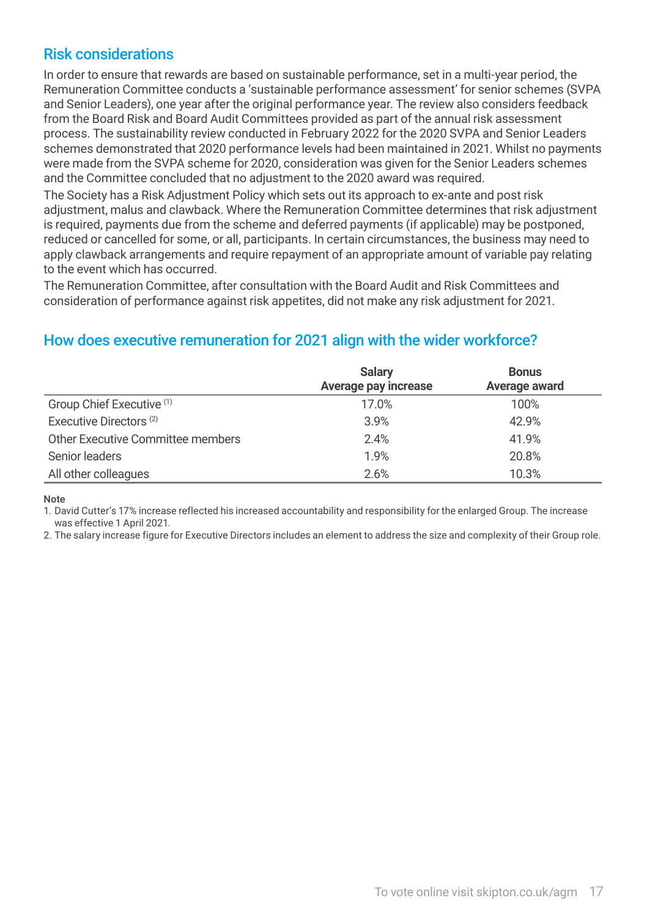## Risk considerations

In order to ensure that rewards are based on sustainable performance, set in a multi-year period, the Remuneration Committee conducts a 'sustainable performance assessment' for senior schemes (SVPA and Senior Leaders), one year after the original performance year. The review also considers feedback from the Board Risk and Board Audit Committees provided as part of the annual risk assessment process. The sustainability review conducted in February 2022 for the 2020 SVPA and Senior Leaders schemes demonstrated that 2020 performance levels had been maintained in 2021. Whilst no payments were made from the SVPA scheme for 2020, consideration was given for the Senior Leaders schemes and the Committee concluded that no adjustment to the 2020 award was required.

The Society has a Risk Adjustment Policy which sets out its approach to ex-ante and post risk adjustment, malus and clawback. Where the Remuneration Committee determines that risk adjustment is required, payments due from the scheme and deferred payments (if applicable) may be postponed, reduced or cancelled for some, or all, participants. In certain circumstances, the business may need to apply clawback arrangements and require repayment of an appropriate amount of variable pay relating to the event which has occurred.

The Remuneration Committee, after consultation with the Board Audit and Risk Committees and consideration of performance against risk appetites, did not make any risk adjustment for 2021.

## How does executive remuneration for 2021 align with the wider workforce?

| | **Salary** Average pay increase | **Bonus** Average award |
|---|---|---|
| Group Chief Executive [1] | 17.0% | 100% |
| Executive Directors [2] | 3.9% | 42.9% |
| Other Executive Committee members | 2.4% | 41.9% |
| Senior leaders | 1.9% | 20.8% |
| All other colleagues | 2.6% | 10.3% |

**Note**

1. David Cutter's 17% increase reflected his increased accountability and responsibility for the enlarged Group. The increase was effective 1 April 2021.
2. The salary increase figure for Executive Directors includes an element to address the size and complexity of their Group role.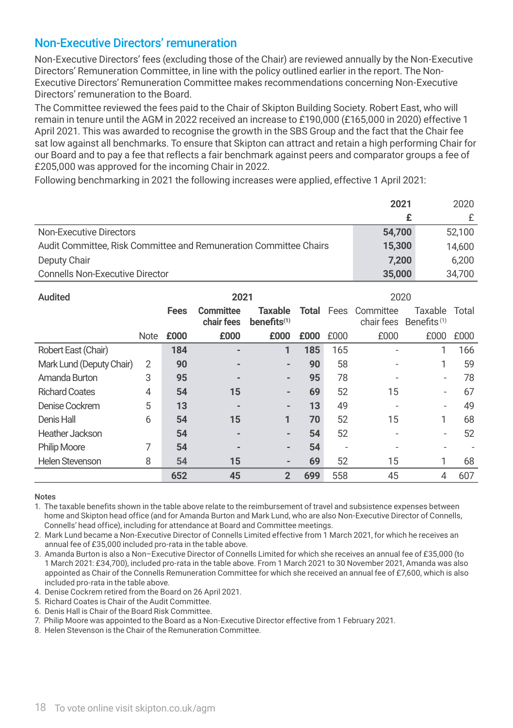## Non-Executive Directors' remuneration

Non-Executive Directors' fees (excluding those of the Chair) are reviewed annually by the Non-Executive Directors' Remuneration Committee, in line with the policy outlined earlier in the report. The Non-Executive Directors' Remuneration Committee makes recommendations concerning Non-Executive Directors' remuneration to the Board.

The Committee reviewed the fees paid to the Chair of Skipton Building Society. Robert East, who will remain in tenure until the AGM in 2022 received an increase to £190,000 (£165,000 in 2020) effective 1 April 2021. This was awarded to recognise the growth in the SBS Group and the fact that the Chair fee sat low against all benchmarks. To ensure that Skipton can attract and retain a high performing Chair for our Board and to pay a fee that reflects a fair benchmark against peers and comparator groups a fee of £205,000 was approved for the incoming Chair in 2022.

Following benchmarking in 2021 the following increases were applied, effective 1 April 2021:

| | **2021** | 2020 |
|---|---|---|
| | **£** | £ |
| Non-Executive Directors | **54,700** | 52,100 |
| Audit Committee, Risk Committee and Remuneration Committee Chairs | **15,300** | 14,600 |
| Deputy Chair | **7,200** | 6,200 |
| Connells Non-Executive Director | **35,000** | 34,700 |

| **Audited** | | **2021** | | | | 2020 | | | |
|---|---|---|---|---|---|---|---|---|---|
| | | **Fees** | **Committee chair fees** | **Taxable benefits[(1)]** | **Total** | Fees | Committee chair fees | Taxable Benefits[(1)] | Total |
| | Note | **£000** | **£000** | **£000** | **£000** | £000 | £000 | £000 | £000 |
| Robert East (Chair) | | **184** | **-** | **1** | **185** | 165 | - | 1 | 166 |
| Mark Lund (Deputy Chair) | 2 | **90** | **-** | **-** | **90** | 58 | - | 1 | 59 |
| Amanda Burton | 3 | **95** | **-** | **-** | **95** | 78 | - | - | 78 |
| Richard Coates | 4 | **54** | **15** | **-** | **69** | 52 | 15 | - | 67 |
| Denise Cockrem | 5 | **13** | **-** | **-** | **13** | 49 | - | - | 49 |
| Denis Hall | 6 | **54** | **15** | **1** | **70** | 52 | 15 | 1 | 68 |
| Heather Jackson | | **54** | **-** | **-** | **54** | 52 | - | - | 52 |
| Philip Moore | 7 | **54** | **-** | **-** | **54** | - | - | - | - |
| Helen Stevenson | 8 | **54** | **15** | **-** | **69** | 52 | 15 | 1 | 68 |
| | | **652** | **45** | **2** | **699** | 558 | 45 | 4 | 607 |

**Notes**

1. The taxable benefits shown in the table above relate to the reimbursement of travel and subsistence expenses between home and Skipton head office (and for Amanda Burton and Mark Lund, who are also Non-Executive Director of Connells, Connells' head office), including for attendance at Board and Committee meetings.
2. Mark Lund became a Non-Executive Director of Connells Limited effective from 1 March 2021, for which he receives an annual fee of £35,000 included pro-rata in the table above.
3. Amanda Burton is also a Non–Executive Director of Connells Limited for which she receives an annual fee of £35,000 (to 1 March 2021: £34,700), included pro-rata in the table above. From 1 March 2021 to 30 November 2021, Amanda was also appointed as Chair of the Connells Remuneration Committee for which she received an annual fee of £7,600, which is also included pro-rata in the table above.
4. Denise Cockrem retired from the Board on 26 April 2021.
5. Richard Coates is Chair of the Audit Committee.
6. Denis Hall is Chair of the Board Risk Committee.
7. Philip Moore was appointed to the Board as a Non-Executive Director effective from 1 February 2021.
8. Helen Stevenson is the Chair of the Remuneration Committee.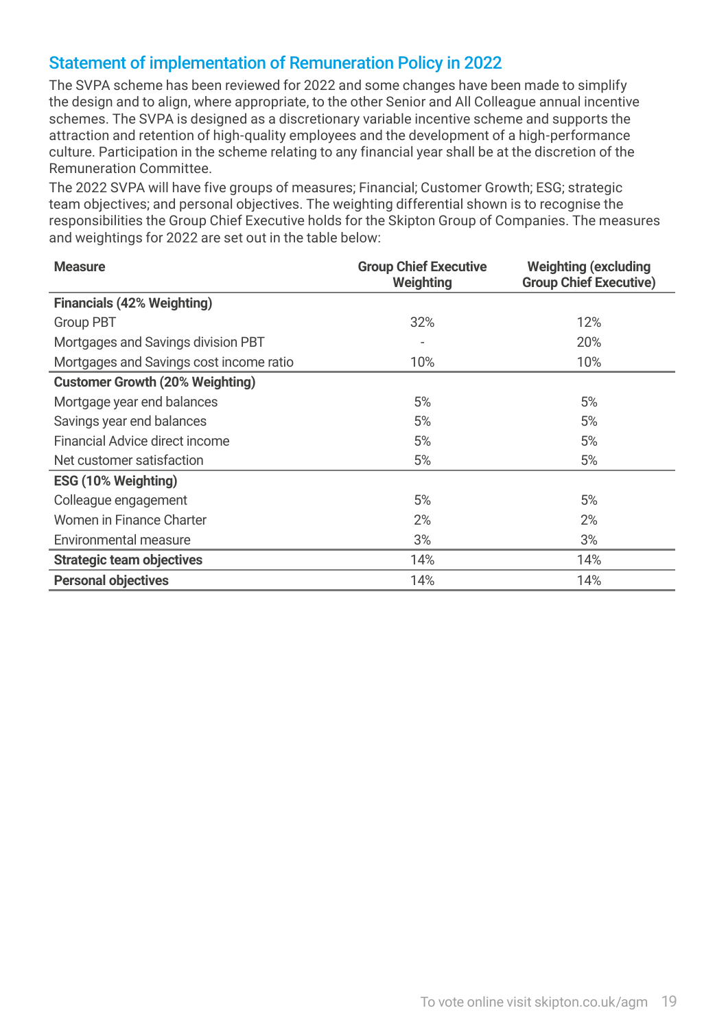## Statement of implementation of Remuneration Policy in 2022

The SVPA scheme has been reviewed for 2022 and some changes have been made to simplify the design and to align, where appropriate, to the other Senior and All Colleague annual incentive schemes. The SVPA is designed as a discretionary variable incentive scheme and supports the attraction and retention of high-quality employees and the development of a high-performance culture. Participation in the scheme relating to any financial year shall be at the discretion of the Remuneration Committee.

The 2022 SVPA will have five groups of measures; Financial; Customer Growth; ESG; strategic team objectives; and personal objectives. The weighting differential shown is to recognise the responsibilities the Group Chief Executive holds for the Skipton Group of Companies. The measures and weightings for 2022 are set out in the table below:

| Measure | Group Chief Executive Weighting | Weighting (excluding Group Chief Executive) |
|---|---|---|
| **Financials (42% Weighting)** | | |
| Group PBT | 32% | 12% |
| Mortgages and Savings division PBT | - | 20% |
| Mortgages and Savings cost income ratio | 10% | 10% |
| **Customer Growth (20% Weighting)** | | |
| Mortgage year end balances | 5% | 5% |
| Savings year end balances | 5% | 5% |
| Financial Advice direct income | 5% | 5% |
| Net customer satisfaction | 5% | 5% |
| **ESG (10% Weighting)** | | |
| Colleague engagement | 5% | 5% |
| Women in Finance Charter | 2% | 2% |
| Environmental measure | 3% | 3% |
| **Strategic team objectives** | 14% | 14% |
| **Personal objectives** | 14% | 14% |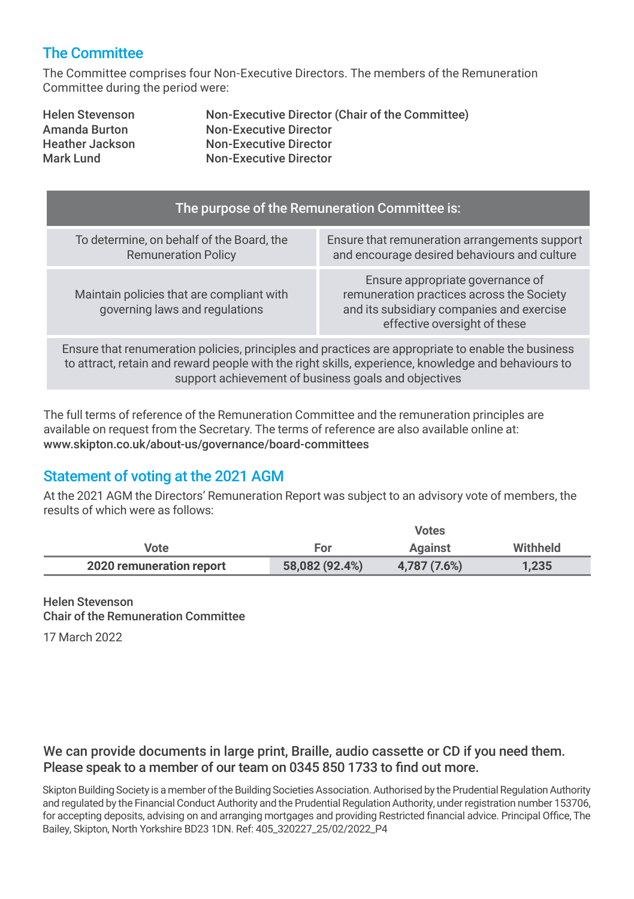## The Committee

The Committee comprises four Non-Executive Directors. The members of the Remuneration Committee during the period were:

| | |
|---|---|
| Helen Stevenson | Non-Executive Director (Chair of the Committee) |
| Amanda Burton | Non-Executive Director |
| Heather Jackson | Non-Executive Director |
| Mark Lund | Non-Executive Director |

| The purpose of the Remuneration Committee is: | |
|---|---|
| To determine, on behalf of the Board, the Remuneration Policy | Ensure that remuneration arrangements support and encourage desired behaviours and culture |
| Maintain policies that are compliant with governing laws and regulations | Ensure appropriate governance of remuneration practices across the Society and its subsidiary companies and exercise effective oversight of these |
| Ensure that renumeration policies, principles and practices are appropriate to enable the business to attract, retain and reward people with the right skills, experience, knowledge and behaviours to support achievement of business goals and objectives | |

The full terms of reference of the Remuneration Committee and the remuneration principles are available on request from the Secretary. The terms of reference are also available online at: www.skipton.co.uk/about-us/governance/board-committees

## Statement of voting at the 2021 AGM

At the 2021 AGM the Directors' Remuneration Report was subject to an advisory vote of members, the results of which were as follows:

| | Votes | | |
|---|---|---|---|
| **Vote** | **For** | **Against** | **Withheld** |
| **2020 remuneration report** | **58,082 (92.4%)** | **4,787 (7.6%)** | **1,235** |

Helen Stevenson
Chair of the Remuneration Committee

17 March 2022

**We can provide documents in large print, Braille, audio cassette or CD if you need them. Please speak to a member of our team on 0345 850 1733 to find out more.**

Skipton Building Society is a member of the Building Societies Association. Authorised by the Prudential Regulation Authority and regulated by the Financial Conduct Authority and the Prudential Regulation Authority, under registration number 153706, for accepting deposits, advising on and arranging mortgages and providing Restricted financial advice. Principal Office, The Bailey, Skipton, North Yorkshire BD23 1DN. Ref: 405_320227_25/02/2022_P4